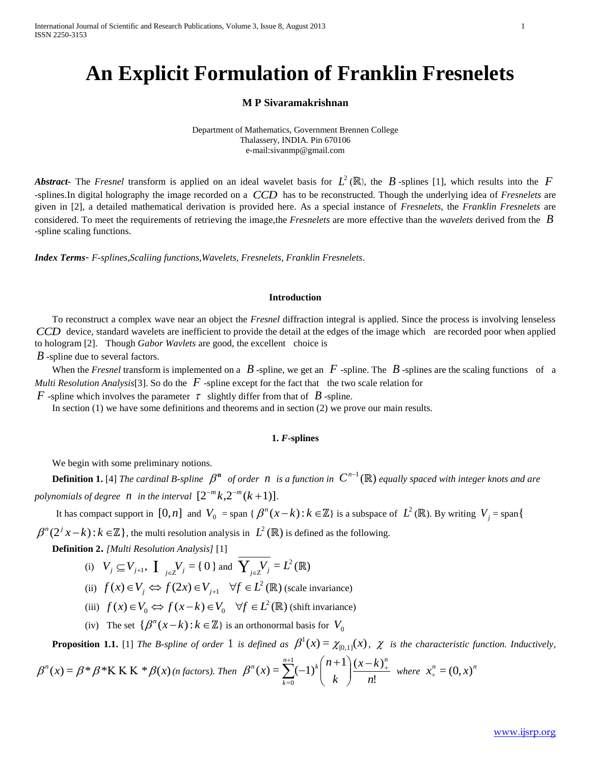# An Explicit Formulation of Franklin Fresnelets

**M P Sivaramakrishnan**

Department of Mathematics, Government Brennen College
Thalassery, INDIA. Pin 670106
e-mail:sivanmp@gmail.com

***Abstract***- The *Fresnel* transform is applied on an ideal wavelet basis for $L^2(\mathbb{R})$, the $B$-splines [1], which results into the $F$-splines.In digital holography the image recorded on a $CCD$ has to be reconstructed. Though the underlying idea of *Fresnelets* are given in [2], a detailed mathematical derivation is provided here. As a special instance of *Fresnelets*, the *Franklin Fresnelets* are considered. To meet the requirements of retrieving the image,the *Fresnelets* are more effective than the *wavelets* derived from the $B$-spline scaling functions.

***Index Terms***- *F-splines,Scaliing functions,Wavelets, Fresnelets, Franklin Fresnelets*.

## Introduction

To reconstruct a complex wave near an object the *Fresnel* diffraction integral is applied. Since the process is involving lenseless $CCD$ device, standard wavelets are inefficient to provide the detail at the edges of the image which are recorded poor when applied to hologram [2]. Though *Gabor Wavlets* are good, the excellent choice is $B$-spline due to several factors.

When the *Fresnel* transform is implemented on a $B$-spline, we get an $F$-spline. The $B$-splines are the scaling functions of a *Multi Resolution Analysis*[3]. So do the $F$-spline except for the fact that the two scale relation for $F$-spline which involves the parameter $\tau$ slightly differ from that of $B$-spline.

In section (1) we have some definitions and theorems and in section (2) we prove our main results.

## 1. *F*-splines

We begin with some preliminary notions.

**Definition 1.** [4] *The cardinal B-spline* $\beta^{\mathbf{n}}$ *of order* $n$ *is a function in* $C^{n-1}(\mathbb{R})$ *equally spaced with integer knots and are polynomials of degree* $n$ *in the interval* $[2^{-m}k, 2^{-m}(k+1)]$.

It has compact support in $[0,n]$ and $V_0$ = span $\{\beta^n(x-k) : k \in \mathbb{Z}\}$ is a subspace of $L^2(\mathbb{R})$. By writing $V_j$ = span$\{\beta^n(2^j x - k) : k \in \mathbb{Z}\}$, the multi resolution analysis in $L^2(\mathbb{R})$ is defined as the following.

**Definition 2.** *[Multi Resolution Analysis]* [1]

(i) $V_j \subseteq V_{j+1}$, $\bigcap_{j\in \mathbb{Z}} V_j = \{0\}$ and $\overline{\bigcup_{j\in \mathbb{Z}} V_j} = L^2(\mathbb{R})$

(ii) $f(x) \in V_j \Leftrightarrow f(2x) \in V_{j+1} \quad \forall f \in L^2(\mathbb{R})$ (scale invariance)

(iii) $f(x) \in V_0 \Leftrightarrow f(x-k) \in V_0 \quad \forall f \in L^2(\mathbb{R})$ (shift invariance)

(iv) The set $\{\beta^n(x-k) : k \in \mathbb{Z}\}$ is an orthonormal basis for $V_0$

**Proposition 1.1.** [1] *The B-spline of order* $1$ *is defined as* $\beta^1(x) = \chi_{[0,1]}(x)$, $\chi$ *is the characteristic function. Inductively,* $\beta^n(x) = \beta * \beta * \cdots * \beta(x)$ *(n factors). Then* $\beta^n(x) = \sum_{k=0}^{n+1} (-1)^k \binom{n+1}{k} \frac{(x-k)_+^n}{n!}$ *where* $x_+^n = (0,x)^n$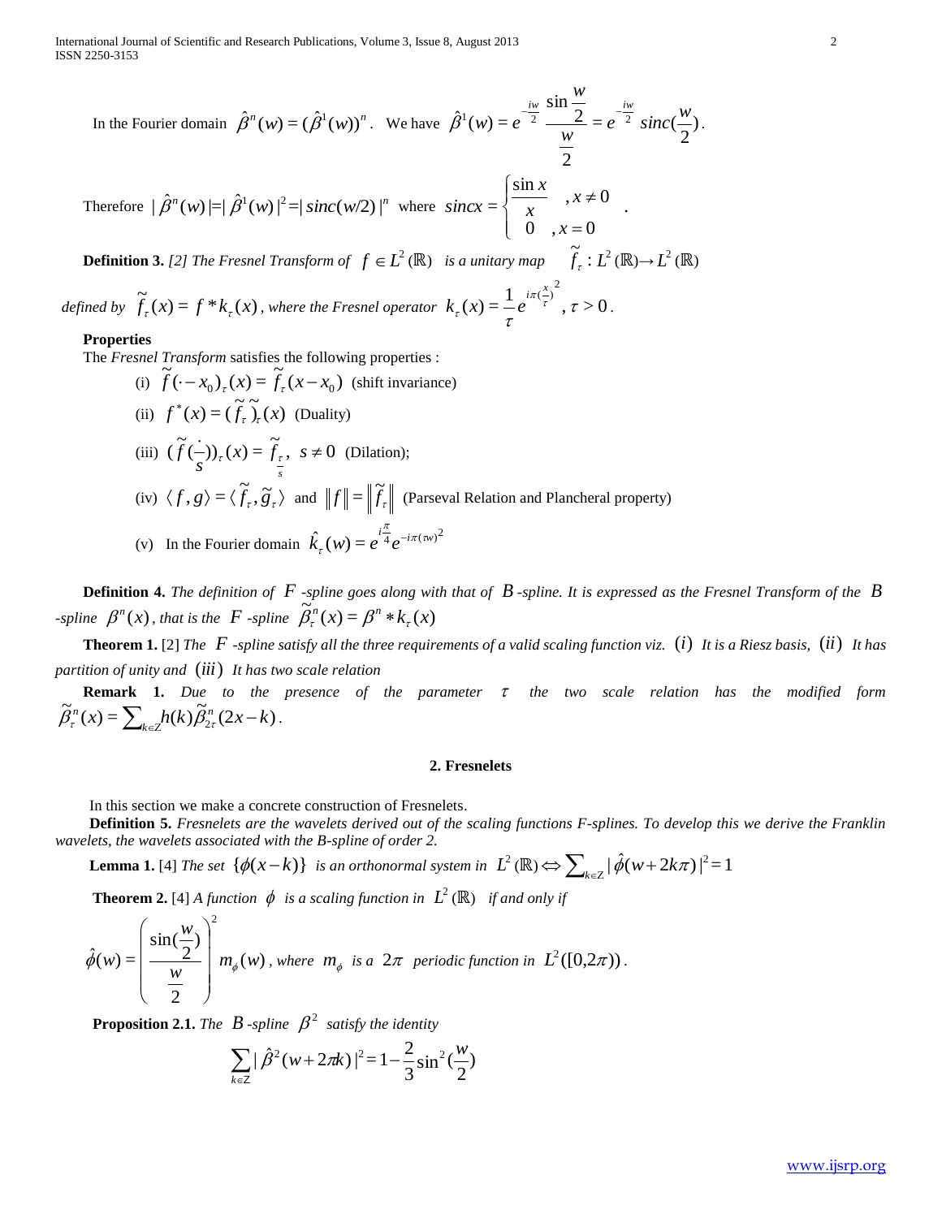In the Fourier domain $\hat{\beta}^n(w) = (\hat{\beta}^1(w))^n$. We have $\hat{\beta}^1(w) = e^{-\frac{iw}{2}} \dfrac{\sin\frac{w}{2}}{\frac{w}{2}} = e^{-\frac{iw}{2}} sinc(\frac{w}{2})$.

Therefore $|\hat{\beta}^n(w)| = |\hat{\beta}^1(w)|^2 = |sinc(w/2)|^n$ where $sincx = \begin{cases} \dfrac{\sin x}{x} & , x \neq 0 \\ 0 & , x = 0 \end{cases}$.

**Definition 3.** *[2] The Fresnel Transform of* $f \in L^2(\mathbb{R})$ *is a unitary map* $\widetilde{f}_\tau : L^2(\mathbb{R}) \to L^2(\mathbb{R})$ *defined by* $\widetilde{f}_\tau(x) = f * k_\tau(x)$, *where the Fresnel operator* $k_\tau(x) = \dfrac{1}{\tau} e^{i\pi(\frac{x}{\tau})^2}$, $\tau > 0$.

**Properties**

The *Fresnel Transform* satisfies the following properties :

(i) $\widetilde{f}(\cdot - x_0)_\tau(x) = \widetilde{f}_\tau(x - x_0)$ (shift invariance)

(ii) $f^*(x) = (\widetilde{f}_\tau\widetilde{)}_\tau(x)$ (Duality)

(iii) $(\widetilde{f}(\frac{\cdot}{s}))_\tau(x) = \widetilde{f}_{\frac{\tau}{s}}$, $s \neq 0$ (Dilation);

(iv) $\langle f, g \rangle = \langle \widetilde{f}_\tau, \widetilde{g}_\tau \rangle$ and $\|f\| = \|\widetilde{f}_\tau\|$ (Parseval Relation and Plancheral property)

(v) In the Fourier domain $\hat{k}_\tau(w) = e^{i\frac{\pi}{4}} e^{-i\pi(\tau w)^2}$

**Definition 4.** *The definition of* $F$ *-spline goes along with that of* $B$ *-spline. It is expressed as the Fresnel Transform of the* $B$ *-spline* $\beta^n(x)$, *that is the* $F$ *-spline* $\widetilde{\beta}_\tau^n(x) = \beta^n * k_\tau(x)$

**Theorem 1.** [2] *The* $F$ *-spline satisfy all the three requirements of a valid scaling function viz.* $(i)$ *It is a Riesz basis,* $(ii)$ *It has partition of unity and* $(iii)$ *It has two scale relation*

**Remark 1.** *Due to the presence of the parameter* $\tau$ *the two scale relation has the modified form* $\widetilde{\beta}_\tau^n(x) = \sum_{k \in Z} h(k) \widetilde{\beta}_{2\tau}^n(2x - k)$.

## 2. Fresnelets

In this section we make a concrete construction of Fresnelets.

**Definition 5.** *Fresnelets are the wavelets derived out of the scaling functions F-splines. To develop this we derive the Franklin wavelets, the wavelets associated with the B-spline of order 2.*

**Lemma 1.** [4] *The set* $\{\phi(x - k)\}$ *is an orthonormal system in* $L^2(\mathbb{R}) \Leftrightarrow \sum_{k \in Z} |\hat{\phi}(w + 2k\pi)|^2 = 1$

**Theorem 2.** [4] *A function* $\phi$ *is a scaling function in* $L^2(\mathbb{R})$ *if and only if*

$$\hat{\phi}(w) = \left( \frac{\sin(\frac{w}{2})}{\frac{w}{2}} \right)^2 m_\phi(w)$$

*where* $m_\phi$ *is a* $2\pi$ *periodic function in* $L^2([0, 2\pi))$.

**Proposition 2.1.** *The* $B$ *-spline* $\beta^2$ *satisfy the identity*

$$\sum_{k \in Z} |\hat{\beta}^2(w + 2\pi k)|^2 = 1 - \frac{2}{3}\sin^2(\frac{w}{2})$$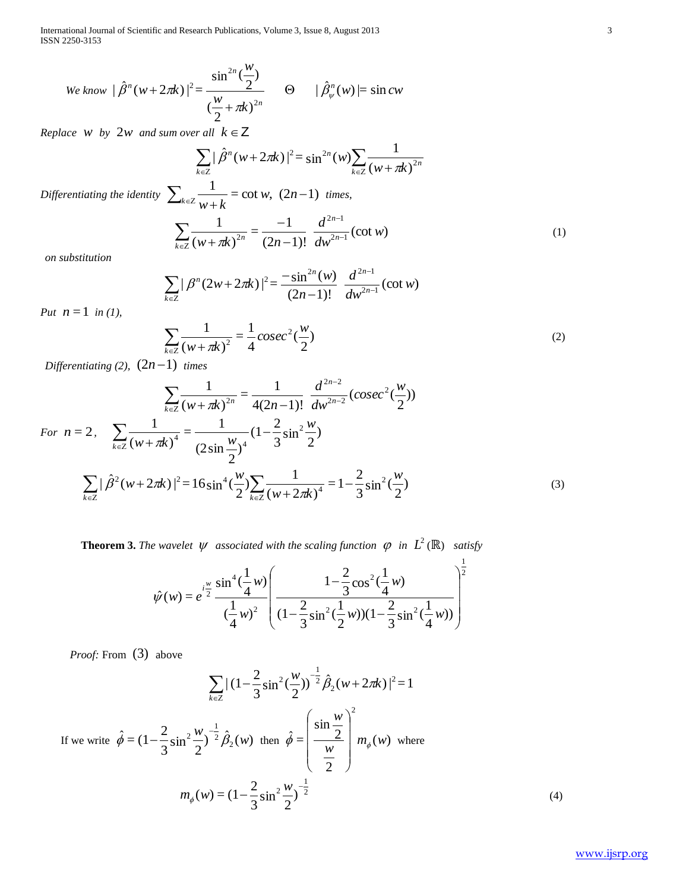*We know* $|\hat{\beta}^n(w+2\pi k)|^2 = \dfrac{\sin^{2n}(\frac{w}{2})}{(\frac{w}{2}+\pi k)^{2n}} \quad \Theta \quad |\hat{\beta}^n_{\psi}(w)| = \sin cw$

*Replace* $w$ *by* $2w$ *and sum over all* $k \in \mathbb{Z}$

$$\sum_{k\in Z} |\hat{\beta}^n(w+2\pi k)|^2 = \sin^{2n}(w) \sum_{k\in Z} \frac{1}{(w+\pi k)^{2n}}$$

*Differentiating the identity* $\sum_{k\in Z} \dfrac{1}{w+k} = \cot w,\ (2n-1)$ *times,*

$$\sum_{k\in Z} \frac{1}{(w+\pi k)^{2n}} = \frac{-1}{(2n-1)!} \ \frac{d^{2n-1}}{dw^{2n-1}}(\cot w) \tag{1}$$

*on substitution*

$$\sum_{k\in Z} |\beta^n(2w+2\pi k)|^2 = \frac{-\sin^{2n}(w)}{(2n-1)!} \ \frac{d^{2n-1}}{dw^{2n-1}}(\cot w)$$

*Put* $n=1$ *in (1),*

$$\sum_{k\in Z} \frac{1}{(w+\pi k)^2} = \frac{1}{4} cosec^2(\frac{w}{2}) \tag{2}$$

*Differentiating (2),* $(2n-1)$ *times*

$$\sum_{k\in Z} \frac{1}{(w+\pi k)^{2n}} = \frac{1}{4(2n-1)!} \ \frac{d^{2n-2}}{dw^{2n-2}}(cosec^2(\frac{w}{2}))$$

*For* $n=2$, $\displaystyle\sum_{k\in Z} \frac{1}{(w+\pi k)^4} = \frac{1}{(2\sin\frac{w}{2})^4}(1-\frac{2}{3}\sin^2\frac{w}{2})$

$$\sum_{k\in Z} |\hat{\beta}^2(w+2\pi k)|^2 = 16\sin^4(\frac{w}{2}) \sum_{k\in Z} \frac{1}{(w+2\pi k)^4} = 1-\frac{2}{3}\sin^2(\frac{w}{2}) \tag{3}$$

**Theorem 3.** *The wavelet* $\psi$ *associated with the scaling function* $\varphi$ *in* $L^2(\mathbb{R})$ *satisfy*

$$\hat{\psi}(w) = e^{i\frac{w}{2}} \frac{\sin^4(\frac{1}{4}w)}{(\frac{1}{4}w)^2} \left( \frac{1-\frac{2}{3}\cos^2(\frac{1}{4}w)}{(1-\frac{2}{3}\sin^2(\frac{1}{2}w))(1-\frac{2}{3}\sin^2(\frac{1}{4}w))} \right)^{\frac{1}{2}}$$

*Proof:* From (3) above

$$\sum_{k\in Z} |(1-\frac{2}{3}\sin^2(\frac{w}{2}))^{-\frac{1}{2}} \hat{\beta}_2(w+2\pi k)|^2 = 1$$

If we write $\hat{\phi} = (1-\frac{2}{3}\sin^2\frac{w}{2})^{-\frac{1}{2}}\hat{\beta}_2(w)$ then $\hat{\phi} = \left(\dfrac{\sin\frac{w}{2}}{\frac{w}{2}}\right)^2 m_{\phi}(w)$ where

$$m_{\phi}(w) = (1-\frac{2}{3}\sin^2\frac{w}{2})^{-\frac{1}{2}} \tag{4}$$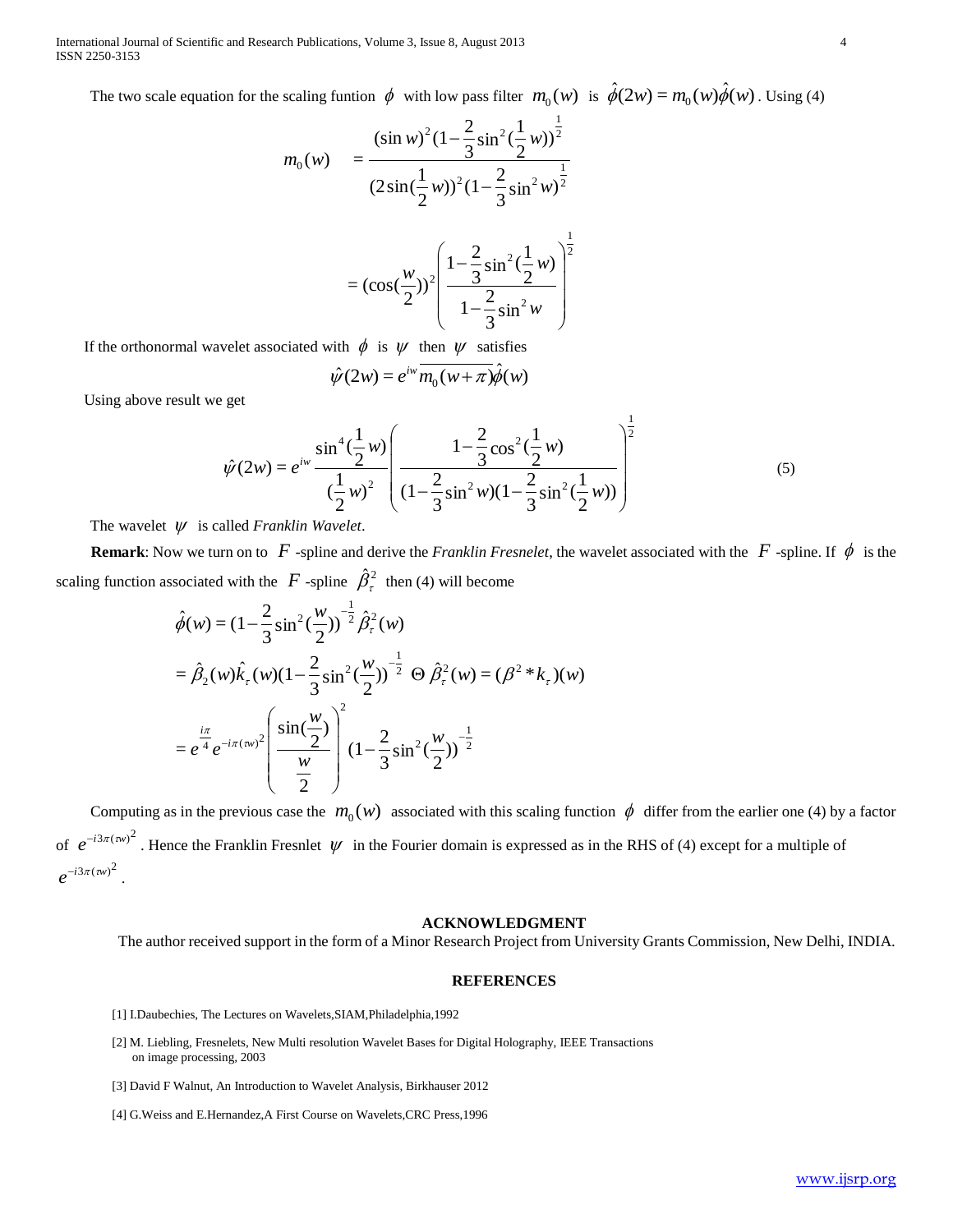The two scale equation for the scaling funtion $\phi$ with low pass filter $m_0(w)$ is $\hat{\phi}(2w) = m_0(w)\hat{\phi}(w)$. Using (4)

$$m_0(w) \quad = \frac{(\sin w)^2 (1-\frac{2}{3}\sin^2(\frac{1}{2}w))^{\frac{1}{2}}}{(2\sin(\frac{1}{2}w))^2 (1-\frac{2}{3}\sin^2 w)^{\frac{1}{2}}}$$

$$= (\cos(\frac{w}{2}))^2 \left( \frac{1-\frac{2}{3}\sin^2(\frac{1}{2}w)}{1-\frac{2}{3}\sin^2 w} \right)^{\frac{1}{2}}$$

If the orthonormal wavelet associated with $\phi$ is $\psi$ then $\psi$ satisfies

$$\hat{\psi}(2w) = e^{iw}\overline{m_0(w+\pi)}\hat{\phi}(w)$$

Using above result we get

$$\hat{\psi}(2w) = e^{iw} \frac{\sin^4(\frac{1}{2}w)}{(\frac{1}{2}w)^2} \left( \frac{1-\frac{2}{3}\cos^2(\frac{1}{2}w)}{(1-\frac{2}{3}\sin^2 w)(1-\frac{2}{3}\sin^2(\frac{1}{2}w))} \right)^{\frac{1}{2}} \tag{5}$$

The wavelet $\psi$ is called *Franklin Wavelet*.

**Remark**: Now we turn on to $F$ -spline and derive the *Franklin Fresnelet*, the wavelet associated with the $F$ -spline. If $\phi$ is the scaling function associated with the $F$ -spline $\hat{\beta}_\tau^2$ then (4) will become

$$\hat{\phi}(w) = (1-\frac{2}{3}\sin^2(\frac{w}{2}))^{-\frac{1}{2}} \hat{\beta}_\tau^2(w)$$

$$= \hat{\beta}_2(w)\hat{k}_\tau(w)(1-\frac{2}{3}\sin^2(\frac{w}{2}))^{-\frac{1}{2}} \;\; \Theta \;\; \hat{\beta}_\tau^2(w) = (\beta^2 * k_\tau)(w)$$

$$= e^{\frac{i\pi}{4}} e^{-i\pi(\tau w)^2} \left( \frac{\sin(\frac{w}{2})}{\frac{w}{2}} \right)^2 (1-\frac{2}{3}\sin^2(\frac{w}{2}))^{-\frac{1}{2}}$$

Computing as in the previous case the $m_0(w)$ associated with this scaling function $\phi$ differ from the earlier one (4) by a factor of $e^{-i3\pi(\tau w)^2}$. Hence the Franklin Fresnlet $\psi$ in the Fourier domain is expressed as in the RHS of (4) except for a multiple of $e^{-i3\pi(\tau w)^2}$.

## ACKNOWLEDGMENT

The author received support in the form of a Minor Research Project from University Grants Commission, New Delhi, INDIA.

## REFERENCES

[1] I.Daubechies, The Lectures on Wavelets,SIAM,Philadelphia,1992

[2] M. Liebling, Fresnelets, New Multi resolution Wavelet Bases for Digital Holography, IEEE Transactions on image processing, 2003

[3] David F Walnut, An Introduction to Wavelet Analysis, Birkhauser 2012

[4] G.Weiss and E.Hernandez,A First Course on Wavelets,CRC Press,1996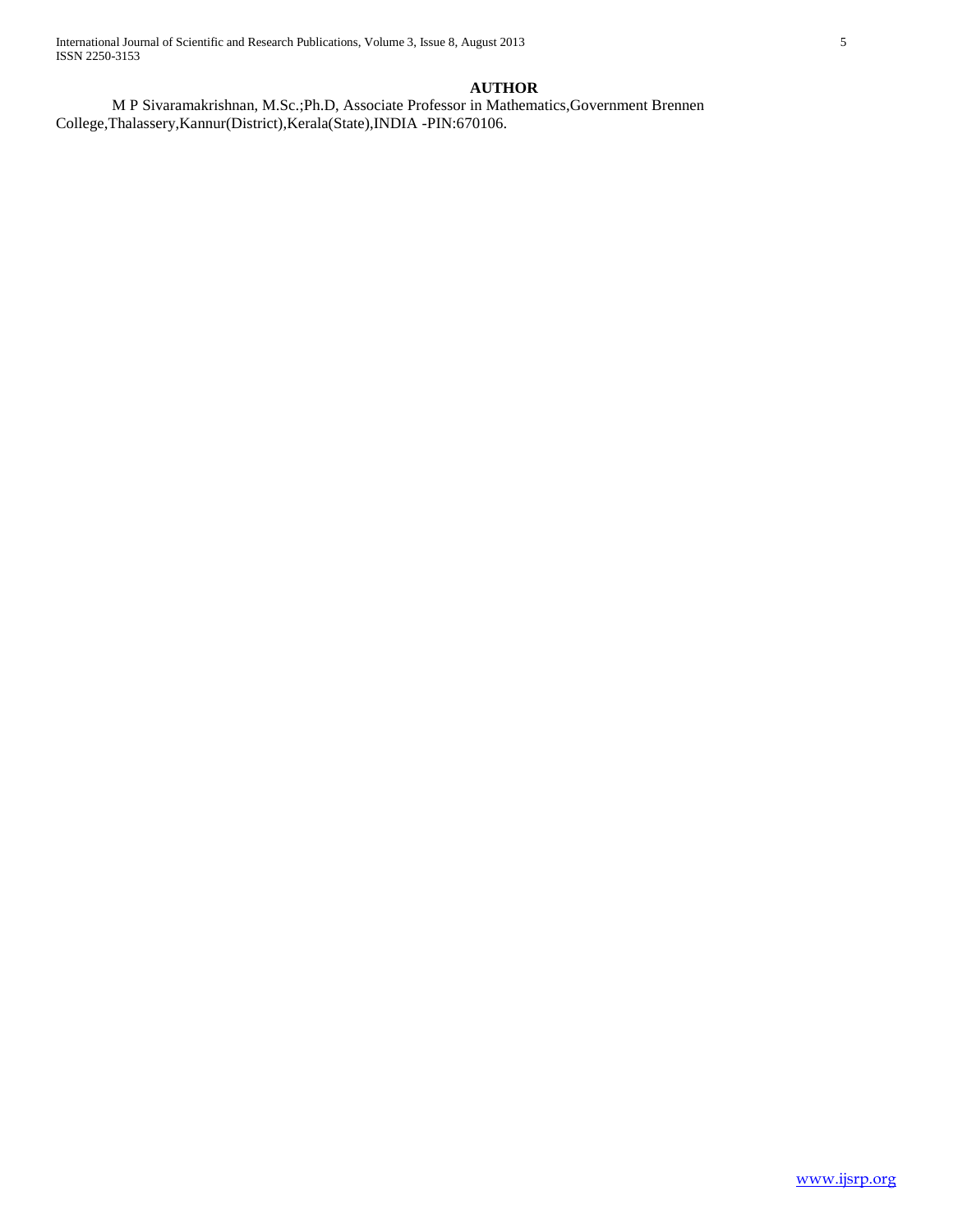## AUTHOR

M P Sivaramakrishnan, M.Sc.;Ph.D, Associate Professor in Mathematics,Government Brennen College,Thalassery,Kannur(District),Kerala(State),INDIA -PIN:670106.